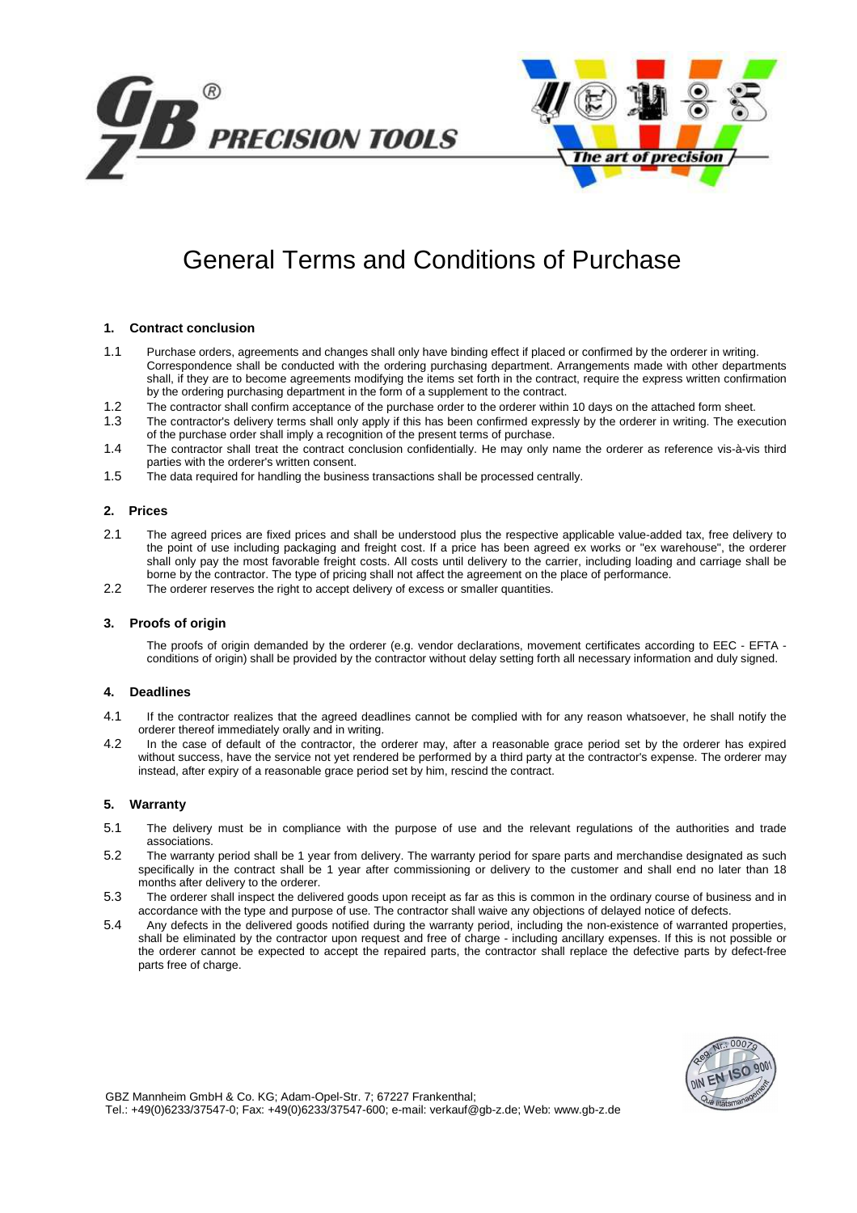# General Terms and Conditions of Purchase

## 1. Contract conclusion

1.1 Purchase orders, agreements and changes shall only have binding effect if placed or confirmed by the orderer in writing. Correspondence shall be conducted with the ordering purchasing department. Arrangements made with other departments shall, if they are to become agreements modifying the items set forth in the contract, require the express written confirmation by the ordering purchasing department in the form of a supplement to the contract.

1.2 The contractor shall confirm acceptance of the purchase order to the orderer within 10 days on the attached form sheet.

1.3 The contractor's delivery terms shall only apply if this has been confirmed expressly by the orderer in writing. The execution of the purchase order shall imply a recognition of the present terms of purchase.

1.4 The contractor shall treat the contract conclusion confidentially. He may only name the orderer as reference vis-à-vis third parties with the orderer's written consent.

1.5 The data required for handling the business transactions shall be processed centrally.

## 2. Prices

2.1 The agreed prices are fixed prices and shall be understood plus the respective applicable value-added tax, free delivery to the point of use including packaging and freight cost. If a price has been agreed ex works or "ex warehouse", the orderer shall only pay the most favorable freight costs. All costs until delivery to the carrier, including loading and carriage shall be borne by the contractor. The type of pricing shall not affect the agreement on the place of performance.

2.2 The orderer reserves the right to accept delivery of excess or smaller quantities.

## 3. Proofs of origin

The proofs of origin demanded by the orderer (e.g. vendor declarations, movement certificates according to EEC - EFTA - conditions of origin) shall be provided by the contractor without delay setting forth all necessary information and duly signed.

## 4. Deadlines

4.1 If the contractor realizes that the agreed deadlines cannot be complied with for any reason whatsoever, he shall notify the orderer thereof immediately orally and in writing.

4.2 In the case of default of the contractor, the orderer may, after a reasonable grace period set by the orderer has expired without success, have the service not yet rendered be performed by a third party at the contractor's expense. The orderer may instead, after expiry of a reasonable grace period set by him, rescind the contract.

## 5. Warranty

5.1 The delivery must be in compliance with the purpose of use and the relevant regulations of the authorities and trade associations.

5.2 The warranty period shall be 1 year from delivery. The warranty period for spare parts and merchandise designated as such specifically in the contract shall be 1 year after commissioning or delivery to the customer and shall end no later than 18 months after delivery to the orderer.

5.3 The orderer shall inspect the delivered goods upon receipt as far as this is common in the ordinary course of business and in accordance with the type and purpose of use. The contractor shall waive any objections of delayed notice of defects.

5.4 Any defects in the delivered goods notified during the warranty period, including the non-existence of warranted properties, shall be eliminated by the contractor upon request and free of charge - including ancillary expenses. If this is not possible or the orderer cannot be expected to accept the repaired parts, the contractor shall replace the defective parts by defect-free parts free of charge.

GBZ Mannheim GmbH & Co. KG; Adam-Opel-Str. 7; 67227 Frankenthal;
Tel.: +49(0)6233/37547-0; Fax: +49(0)6233/37547-600; e-mail: verkauf@gb-z.de; Web: www.gb-z.de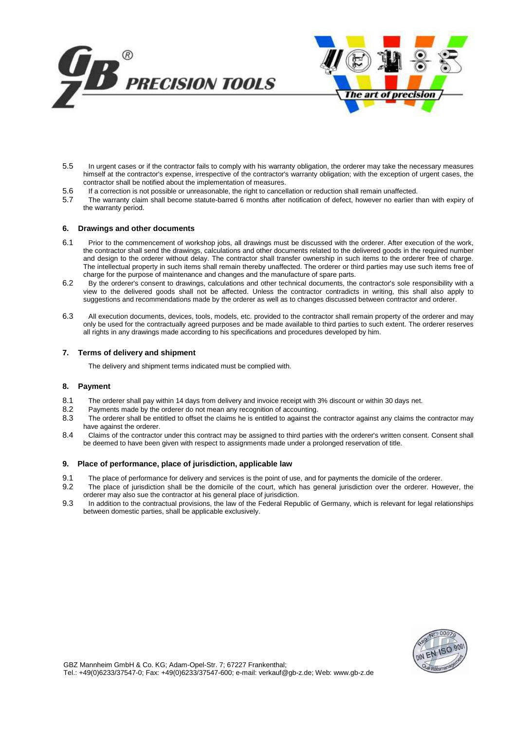5.5 In urgent cases or if the contractor fails to comply with his warranty obligation, the orderer may take the necessary measures himself at the contractor's expense, irrespective of the contractor's warranty obligation; with the exception of urgent cases, the contractor shall be notified about the implementation of measures.

5.6 If a correction is not possible or unreasonable, the right to cancellation or reduction shall remain unaffected.

5.7 The warranty claim shall become statute-barred 6 months after notification of defect, however no earlier than with expiry of the warranty period.

## 6. Drawings and other documents

6.1 Prior to the commencement of workshop jobs, all drawings must be discussed with the orderer. After execution of the work, the contractor shall send the drawings, calculations and other documents related to the delivered goods in the required number and design to the orderer without delay. The contractor shall transfer ownership in such items to the orderer free of charge. The intellectual property in such items shall remain thereby unaffected. The orderer or third parties may use such items free of charge for the purpose of maintenance and changes and the manufacture of spare parts.

6.2 By the orderer's consent to drawings, calculations and other technical documents, the contractor's sole responsibility with a view to the delivered goods shall not be affected. Unless the contractor contradicts in writing, this shall also apply to suggestions and recommendations made by the orderer as well as to changes discussed between contractor and orderer.

6.3 All execution documents, devices, tools, models, etc. provided to the contractor shall remain property of the orderer and may only be used for the contractually agreed purposes and be made available to third parties to such extent. The orderer reserves all rights in any drawings made according to his specifications and procedures developed by him.

## 7. Terms of delivery and shipment

The delivery and shipment terms indicated must be complied with.

## 8. Payment

8.1 The orderer shall pay within 14 days from delivery and invoice receipt with 3% discount or within 30 days net.

8.2 Payments made by the orderer do not mean any recognition of accounting.

8.3 The orderer shall be entitled to offset the claims he is entitled to against the contractor against any claims the contractor may have against the orderer.

8.4 Claims of the contractor under this contract may be assigned to third parties with the orderer's written consent. Consent shall be deemed to have been given with respect to assignments made under a prolonged reservation of title.

## 9. Place of performance, place of jurisdiction, applicable law

9.1 The place of performance for delivery and services is the point of use, and for payments the domicile of the orderer.

9.2 The place of jurisdiction shall be the domicile of the court, which has general jurisdiction over the orderer. However, the orderer may also sue the contractor at his general place of jurisdiction.

9.3 In addition to the contractual provisions, the law of the Federal Republic of Germany, which is relevant for legal relationships between domestic parties, shall be applicable exclusively.